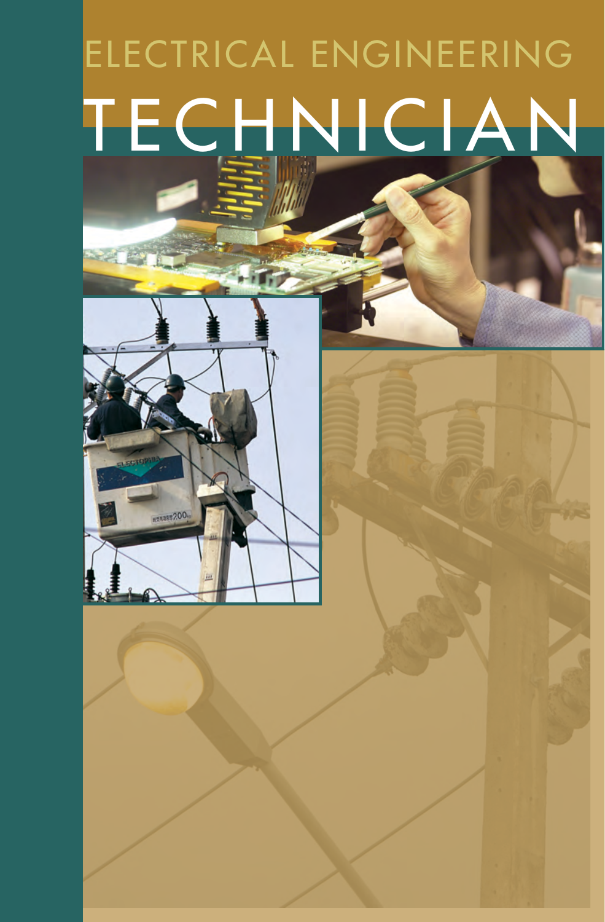# ELECTRICAL ENGINEERING

# TECHNICIAN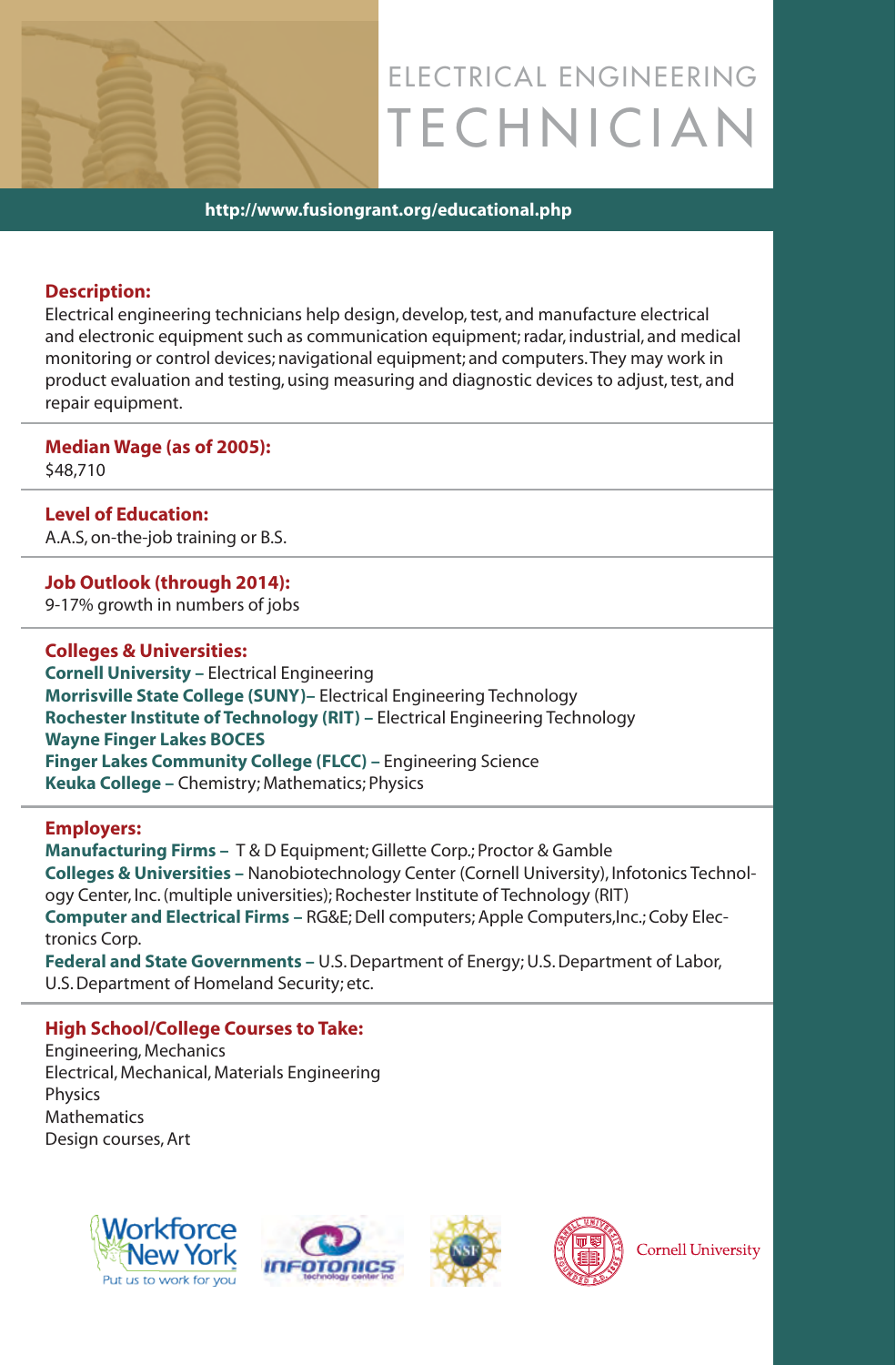# ELECTRICAL ENGINEERING TECHNICIAN

**http://www.fusiongrant.org/educational.php**

**Description:**
Electrical engineering technicians help design, develop, test, and manufacture electrical and electronic equipment such as communication equipment; radar, industrial, and medical monitoring or control devices; navigational equipment; and computers. They may work in product evaluation and testing, using measuring and diagnostic devices to adjust, test, and repair equipment.

**Median Wage (as of 2005):**
$48,710

**Level of Education:**
A.A.S, on-the-job training or B.S.

**Job Outlook (through 2014):**
9-17% growth in numbers of jobs

**Colleges & Universities:**
**Cornell University –** Electrical Engineering
**Morrisville State College (SUNY)–** Electrical Engineering Technology
**Rochester Institute of Technology (RIT)** – Electrical Engineering Technology
**Wayne Finger Lakes BOCES**
**Finger Lakes Community College (FLCC) –** Engineering Science
**Keuka College –** Chemistry; Mathematics; Physics

**Employers:**
**Manufacturing Firms –** T & D Equipment; Gillette Corp.; Proctor & Gamble
**Colleges & Universities –** Nanobiotechnology Center (Cornell University), Infotonics Technology Center, Inc. (multiple universities); Rochester Institute of Technology (RIT)
**Computer and Electrical Firms –** RG&E; Dell computers; Apple Computers,Inc.; Coby Electronics Corp.
**Federal and State Governments –** U.S. Department of Energy; U.S. Department of Labor, U.S. Department of Homeland Security; etc.

**High School/College Courses to Take:**
Engineering, Mechanics
Electrical, Mechanical, Materials Engineering
Physics
Mathematics
Design courses, Art

Workforce New York — Put us to work for you
INFOTONICS technology center inc
NSF
Cornell University